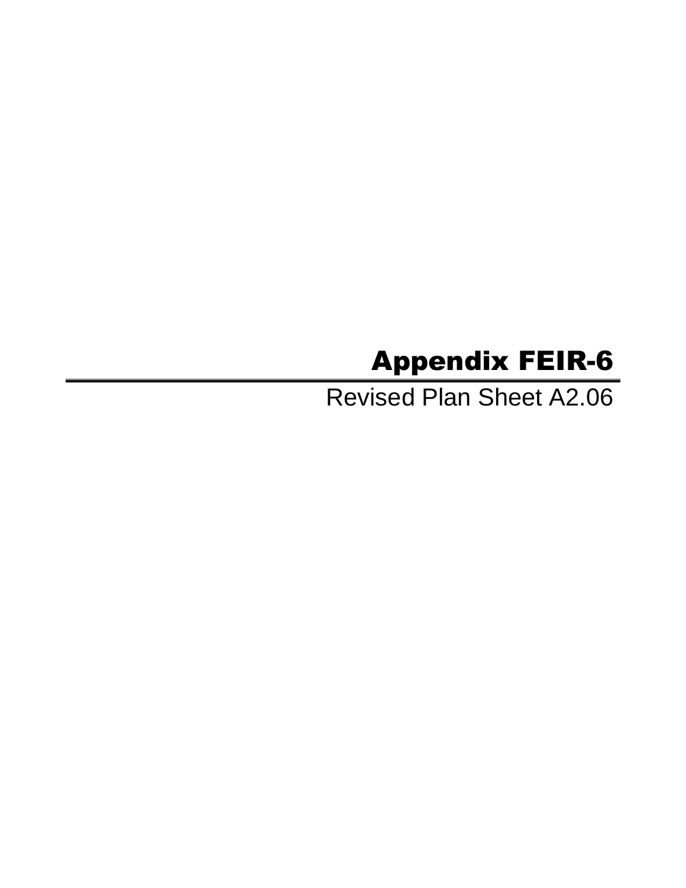# Appendix FEIR-6

Revised Plan Sheet A2.06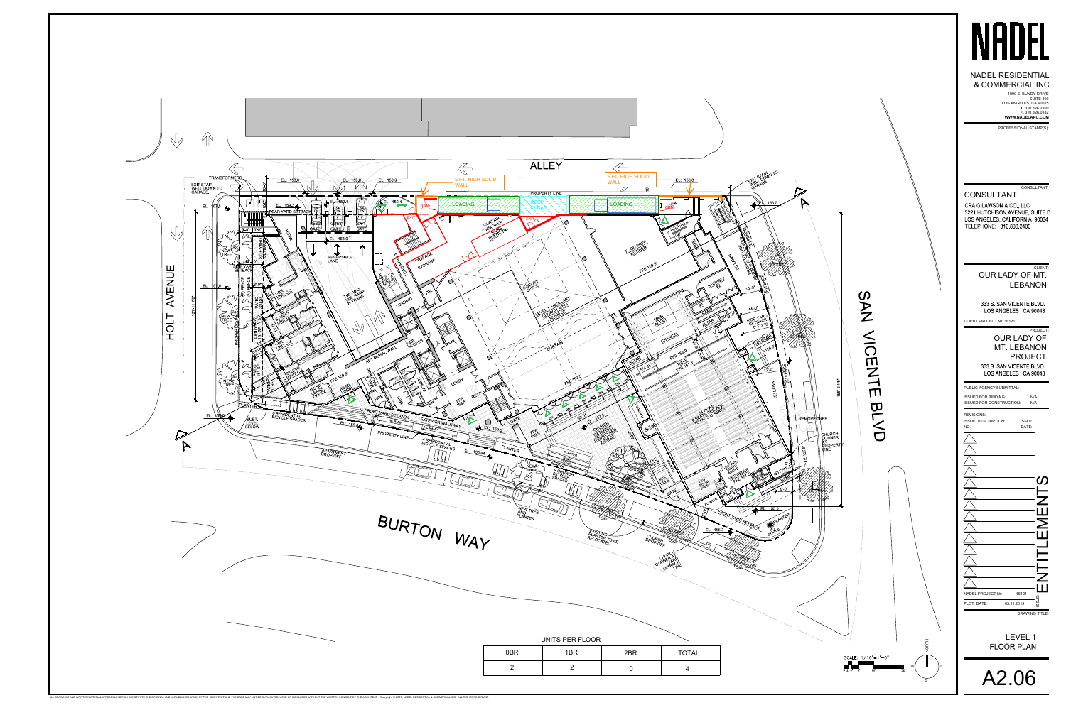# NADEL

NADEL RESIDENTIAL & COMMERCIAL INC

1990 S. BUNDY DRIVE
SUITE 400
LOS ANGELES, CA 90025
T. 310.826.2100
F. 310.826.0182
WWW.NADELARC.COM

PROFESSIONAL STAMP(S):

CONSULTANT:

## CONSULTANT

CRAIG LAWSON & CO., LLC
3221 HUTCHISON AVENUE, SUITE D
LOS ANGELES, CALIFORNIA 90034
TELEPHONE: 310.838.2400

CLIENT:

## OUR LADY OF MT. LEBANON

333 S. SAN VICENTE BLVD.
LOS ANGELES , CA 90048

CLIENT PROJECT №: 16121

PROJECT:

## OUR LADY OF MT. LEBANON PROJECT

333 S. SAN VICENTE BLVD.
LOS ANGELES , CA 90048

PUBLIC AGENCY SUBMITTAL:

ISSUED FOR BIDDING: N/A
ISSUED FOR CONSTRUCTION: N/A

REVISIONS:

| ISSUE NO.: | DESCRIPTION | ISSUE DATE: |
| --- | --- | --- |

ENTITLEMENTS

NADEL PROJECT №: 16121

PLOT DATE: 03.11.2019

DRAWING TITLE:

## LEVEL 1 FLOOR PLAN

# A2.06

UNITS PER FLOOR

| 0BR | 1BR | 2BR | TOTAL |
| --- | --- | --- | --- |
| 2 | 2 | 0 | 4 |

SCALE: 1/16"=1'-0"

ALLEY

HOLT AVENUE

SAN VICENTE BLVD

BURTON WAY

6 FT. HIGH SOLID WALL

6 FT. HIGH SOLID WALL

LOADING

LOADING

PROPERTY LINE

REAR YARD SETBACK

EXIT STAIR WELL DOWN TO GARAGE

TRANSFORMERS

REVERSIBLE LANE

TWO-WAY RAMP

ART MURAL WALL

LEVEL 1 ANCILLARY CHURCH AREA

FOOD PREP KITCHEN

MAIN ALTAR

CHANCEL

NAVE

SIDE YARD SETBACK

FRONT YARD SETBACK

EXTERIOR WALKWAY

8 RESIDENTIAL BICYCLE SPACES

4 RESIDENTIAL BICYCLE SPACES

9 CHURCH BICYCLE SPACES

APARTMENT DROP-OFF

CHURCH DROP-OFF

EXISTING PLANTER TO BE RELOCATED

NEW TREE AND PLANTER

REMOVE TREE

CHURCH CORNER SETBACK LINE

LOBBY

STORAGE

ALL DRAWINGS AND WRITTEN MATERIAL APPEARING HEREIN CONSTITUTE THE ORIGINAL AND UNPUBLISHED WORK OF THE ARCHITECT AND THE SAME MAY NOT BE DUPLICATED, USED OR DISCLOSED WITHOUT THE WRITTEN CONSENT OF THE ARCHITECT. Copyright © 2019, NADEL RESIDENTIAL & COMMERCIAL INC. ALL RIGHTS RESERVED.